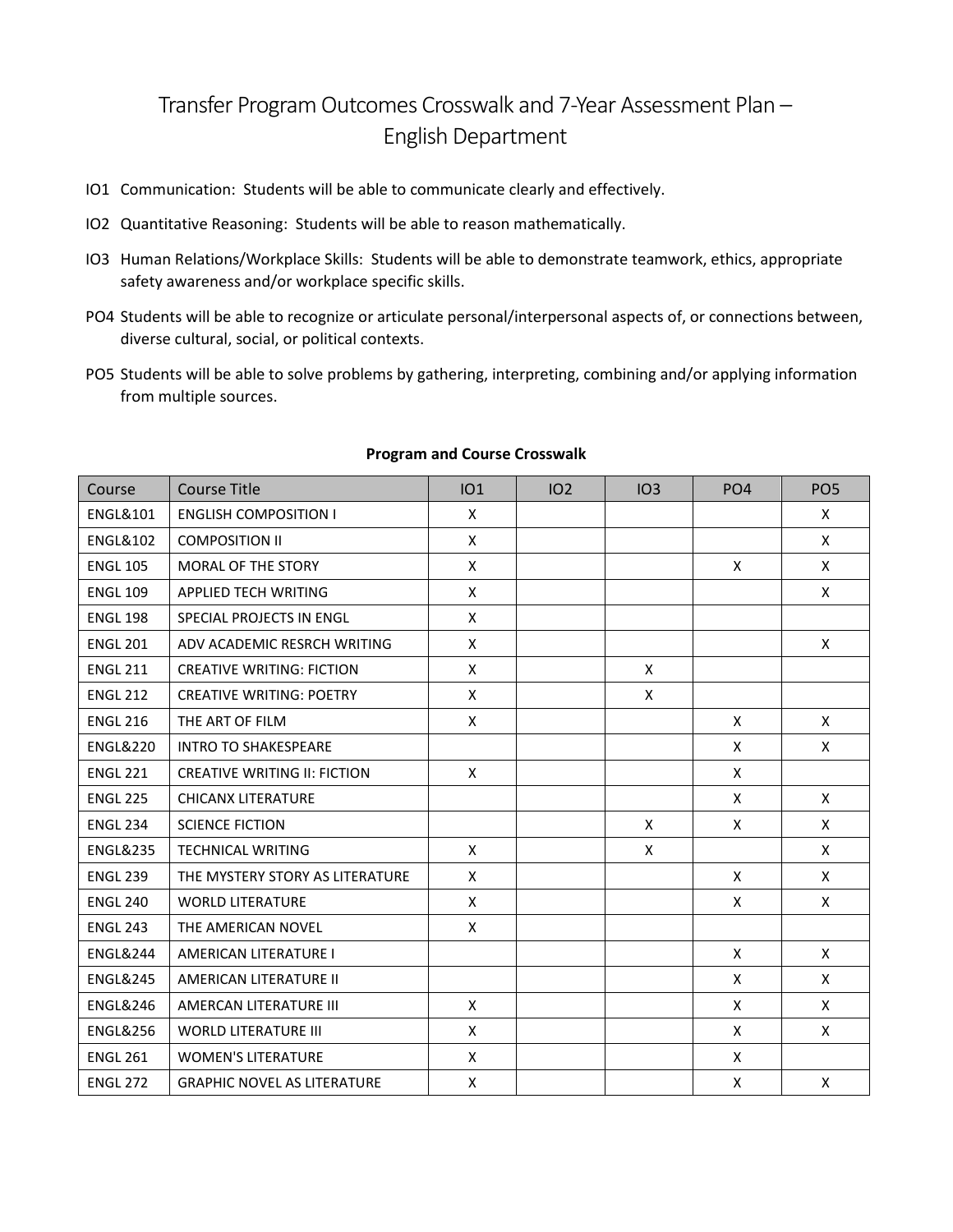# Transfer Program Outcomes Crosswalk and 7-Year Assessment Plan – English Department

IO1 Communication: Students will be able to communicate clearly and effectively.

IO2 Quantitative Reasoning: Students will be able to reason mathematically.

IO3 Human Relations/Workplace Skills: Students will be able to demonstrate teamwork, ethics, appropriate safety awareness and/or workplace specific skills.

PO4 Students will be able to recognize or articulate personal/interpersonal aspects of, or connections between, diverse cultural, social, or political contexts.

PO5 Students will be able to solve problems by gathering, interpreting, combining and/or applying information from multiple sources.

**Program and Course Crosswalk**

| Course | Course Title | IO1 | IO2 | IO3 | PO4 | PO5 |
|---|---|---|---|---|---|---|
| ENGL&101 | ENGLISH COMPOSITION I | X | | | | X |
| ENGL&102 | COMPOSITION II | X | | | | X |
| ENGL 105 | MORAL OF THE STORY | X | | | X | X |
| ENGL 109 | APPLIED TECH WRITING | X | | | | X |
| ENGL 198 | SPECIAL PROJECTS IN ENGL | X | | | | |
| ENGL 201 | ADV ACADEMIC RESRCH WRITING | X | | | | X |
| ENGL 211 | CREATIVE WRITING: FICTION | X | | X | | |
| ENGL 212 | CREATIVE WRITING: POETRY | X | | X | | |
| ENGL 216 | THE ART OF FILM | X | | | X | X |
| ENGL&220 | INTRO TO SHAKESPEARE | | | | X | X |
| ENGL 221 | CREATIVE WRITING II: FICTION | X | | | X | |
| ENGL 225 | CHICANX LITERATURE | | | | X | X |
| ENGL 234 | SCIENCE FICTION | | | X | X | X |
| ENGL&235 | TECHNICAL WRITING | X | | X | | X |
| ENGL 239 | THE MYSTERY STORY AS LITERATURE | X | | | X | X |
| ENGL 240 | WORLD LITERATURE | X | | | X | X |
| ENGL 243 | THE AMERICAN NOVEL | X | | | | |
| ENGL&244 | AMERICAN LITERATURE I | | | | X | X |
| ENGL&245 | AMERICAN LITERATURE II | | | | X | X |
| ENGL&246 | AMERCAN LITERATURE III | X | | | X | X |
| ENGL&256 | WORLD LITERATURE III | X | | | X | X |
| ENGL 261 | WOMEN'S LITERATURE | X | | | X | |
| ENGL 272 | GRAPHIC NOVEL AS LITERATURE | X | | | X | X |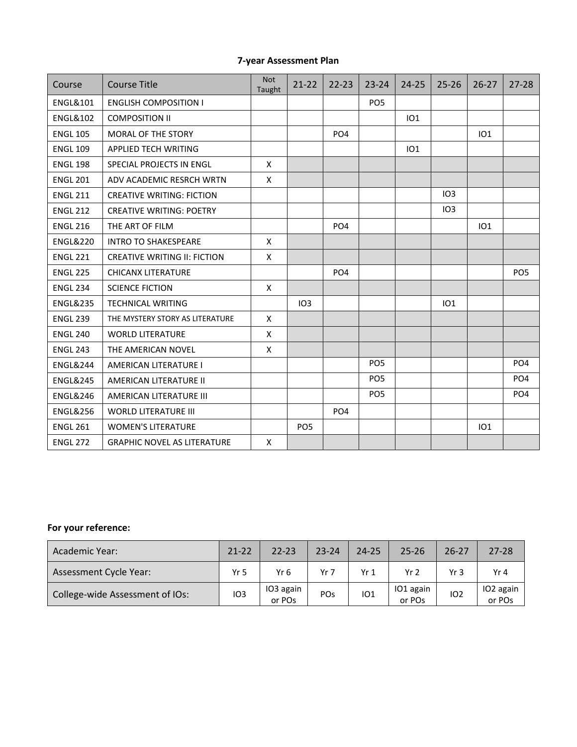**7-year Assessment Plan**

| Course | Course Title | Not Taught | 21-22 | 22-23 | 23-24 | 24-25 | 25-26 | 26-27 | 27-28 |
|---|---|---|---|---|---|---|---|---|---|
| ENGL&101 | ENGLISH COMPOSITION I | | | | PO5 | | | | |
| ENGL&102 | COMPOSITION II | | | | | IO1 | | | |
| ENGL 105 | MORAL OF THE STORY | | | PO4 | | | | IO1 | |
| ENGL 109 | APPLIED TECH WRITING | | | | | IO1 | | | |
| ENGL 198 | SPECIAL PROJECTS IN ENGL | X | | | | | | | |
| ENGL 201 | ADV ACADEMIC RESRCH WRTN | X | | | | | | | |
| ENGL 211 | CREATIVE WRITING: FICTION | | | | | | IO3 | | |
| ENGL 212 | CREATIVE WRITING: POETRY | | | | | | IO3 | | |
| ENGL 216 | THE ART OF FILM | | | PO4 | | | | IO1 | |
| ENGL&220 | INTRO TO SHAKESPEARE | X | | | | | | | |
| ENGL 221 | CREATIVE WRITING II: FICTION | X | | | | | | | |
| ENGL 225 | CHICANX LITERATURE | | | PO4 | | | | | PO5 |
| ENGL 234 | SCIENCE FICTION | X | | | | | | | |
| ENGL&235 | TECHNICAL WRITING | | IO3 | | | | IO1 | | |
| ENGL 239 | THE MYSTERY STORY AS LITERATURE | X | | | | | | | |
| ENGL 240 | WORLD LITERATURE | X | | | | | | | |
| ENGL 243 | THE AMERICAN NOVEL | X | | | | | | | |
| ENGL&244 | AMERICAN LITERATURE I | | | | PO5 | | | | PO4 |
| ENGL&245 | AMERICAN LITERATURE II | | | | PO5 | | | | PO4 |
| ENGL&246 | AMERICAN LITERATURE III | | | | PO5 | | | | PO4 |
| ENGL&256 | WORLD LITERATURE III | | | PO4 | | | | | |
| ENGL 261 | WOMEN'S LITERATURE | | PO5 | | | | | IO1 | |
| ENGL 272 | GRAPHIC NOVEL AS LITERATURE | X | | | | | | | |

**For your reference:**

| Academic Year: | 21-22 | 22-23 | 23-24 | 24-25 | 25-26 | 26-27 | 27-28 |
|---|---|---|---|---|---|---|---|
| Assessment Cycle Year: | Yr 5 | Yr 6 | Yr 7 | Yr 1 | Yr 2 | Yr 3 | Yr 4 |
| College-wide Assessment of IOs: | IO3 | IO3 again or POs | POs | IO1 | IO1 again or POs | IO2 | IO2 again or POs |